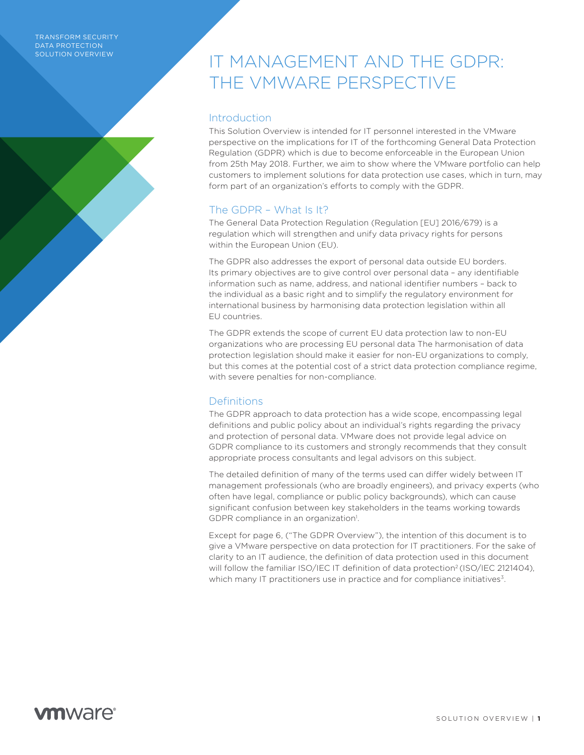TRANSFORM SECURITY
DATA PROTECTION
SOLUTION OVERVIEW

# IT MANAGEMENT AND THE GDPR: THE VMWARE PERSPECTIVE

## Introduction

This Solution Overview is intended for IT personnel interested in the VMware perspective on the implications for IT of the forthcoming General Data Protection Regulation (GDPR) which is due to become enforceable in the European Union from 25th May 2018. Further, we aim to show where the VMware portfolio can help customers to implement solutions for data protection use cases, which in turn, may form part of an organization's efforts to comply with the GDPR.

## The GDPR – What Is It?

The General Data Protection Regulation (Regulation [EU] 2016/679) is a regulation which will strengthen and unify data privacy rights for persons within the European Union (EU).

The GDPR also addresses the export of personal data outside EU borders. Its primary objectives are to give control over personal data – any identifiable information such as name, address, and national identifier numbers – back to the individual as a basic right and to simplify the regulatory environment for international business by harmonising data protection legislation within all EU countries.

The GDPR extends the scope of current EU data protection law to non-EU organizations who are processing EU personal data The harmonisation of data protection legislation should make it easier for non-EU organizations to comply, but this comes at the potential cost of a strict data protection compliance regime, with severe penalties for non-compliance.

## Definitions

The GDPR approach to data protection has a wide scope, encompassing legal definitions and public policy about an individual's rights regarding the privacy and protection of personal data. VMware does not provide legal advice on GDPR compliance to its customers and strongly recommends that they consult appropriate process consultants and legal advisors on this subject.

The detailed definition of many of the terms used can differ widely between IT management professionals (who are broadly engineers), and privacy experts (who often have legal, compliance or public policy backgrounds), which can cause significant confusion between key stakeholders in the teams working towards GDPR compliance in an organization[1].

Except for page 6, ("The GDPR Overview"), the intention of this document is to give a VMware perspective on data protection for IT practitioners. For the sake of clarity to an IT audience, the definition of data protection used in this document will follow the familiar ISO/IEC IT definition of data protection[2] (ISO/IEC 2121404), which many IT practitioners use in practice and for compliance initiatives[3].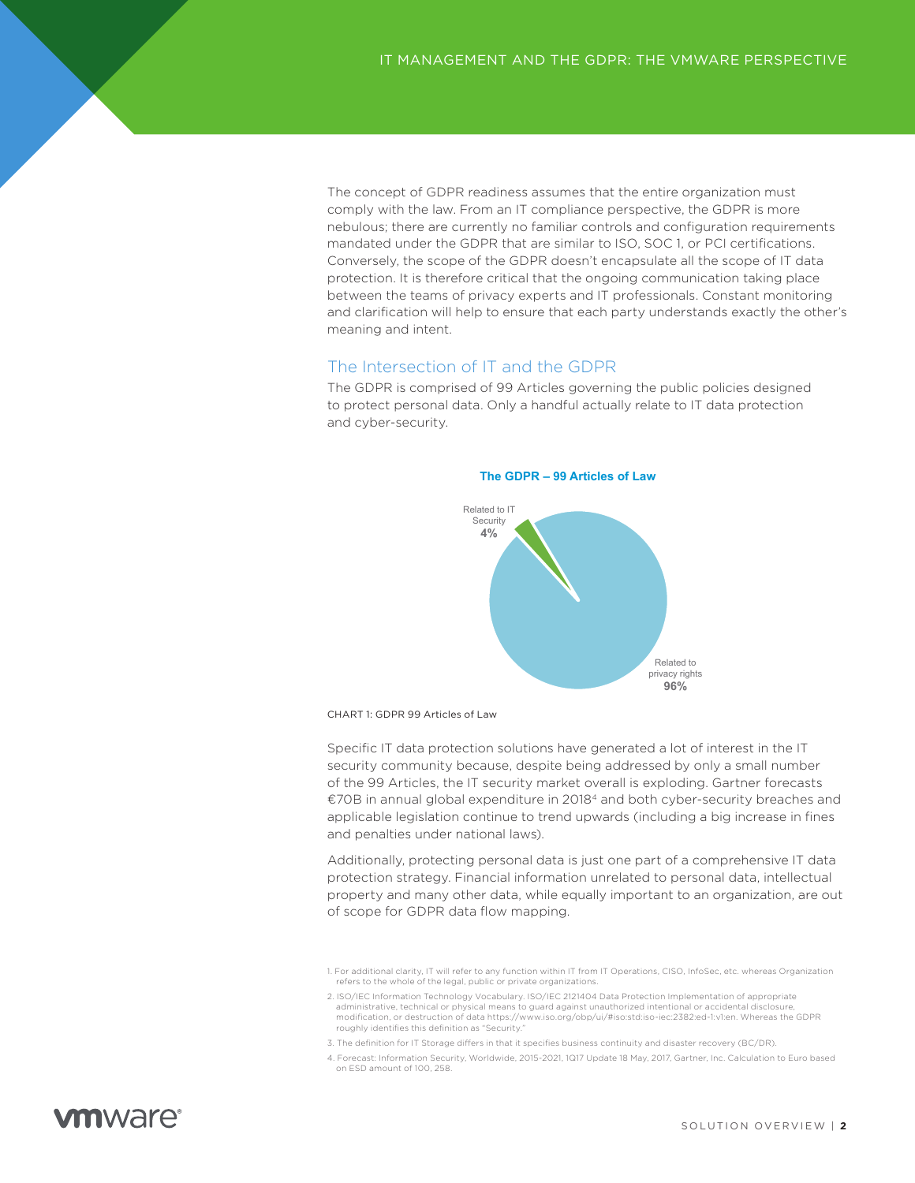The concept of GDPR readiness assumes that the entire organization must comply with the law. From an IT compliance perspective, the GDPR is more nebulous; there are currently no familiar controls and configuration requirements mandated under the GDPR that are similar to ISO, SOC 1, or PCI certifications. Conversely, the scope of the GDPR doesn't encapsulate all the scope of IT data protection. It is therefore critical that the ongoing communication taking place between the teams of privacy experts and IT professionals. Constant monitoring and clarification will help to ensure that each party understands exactly the other's meaning and intent.

## The Intersection of IT and the GDPR

The GDPR is comprised of 99 Articles governing the public policies designed to protect personal data. Only a handful actually relate to IT data protection and cyber-security.

**The GDPR – 99 Articles of Law**

Related to IT Security **4%**

Related to privacy rights **96%**

CHART 1: GDPR 99 Articles of Law

Specific IT data protection solutions have generated a lot of interest in the IT security community because, despite being addressed by only a small number of the 99 Articles, the IT security market overall is exploding. Gartner forecasts €70B in annual global expenditure in 2018[4] and both cyber-security breaches and applicable legislation continue to trend upwards (including a big increase in fines and penalties under national laws).

Additionally, protecting personal data is just one part of a comprehensive IT data protection strategy. Financial information unrelated to personal data, intellectual property and many other data, while equally important to an organization, are out of scope for GDPR data flow mapping.

1. For additional clarity, IT will refer to any function within IT from IT Operations, CISO, InfoSec, etc. whereas Organization refers to the whole of the legal, public or private organizations.
2. ISO/IEC Information Technology Vocabulary. ISO/IEC 2121404 Data Protection Implementation of appropriate administrative, technical or physical means to guard against unauthorized intentional or accidental disclosure, modification, or destruction of data https://www.iso.org/obp/ui/#iso:std:iso-iec:2382:ed-1:v1:en. Whereas the GDPR roughly identifies this definition as "Security."
3. The definition for IT Storage differs in that it specifies business continuity and disaster recovery (BC/DR).
4. Forecast: Information Security, Worldwide, 2015-2021, 1Q17 Update 18 May, 2017, Gartner, Inc. Calculation to Euro based on ESD amount of 100, 258.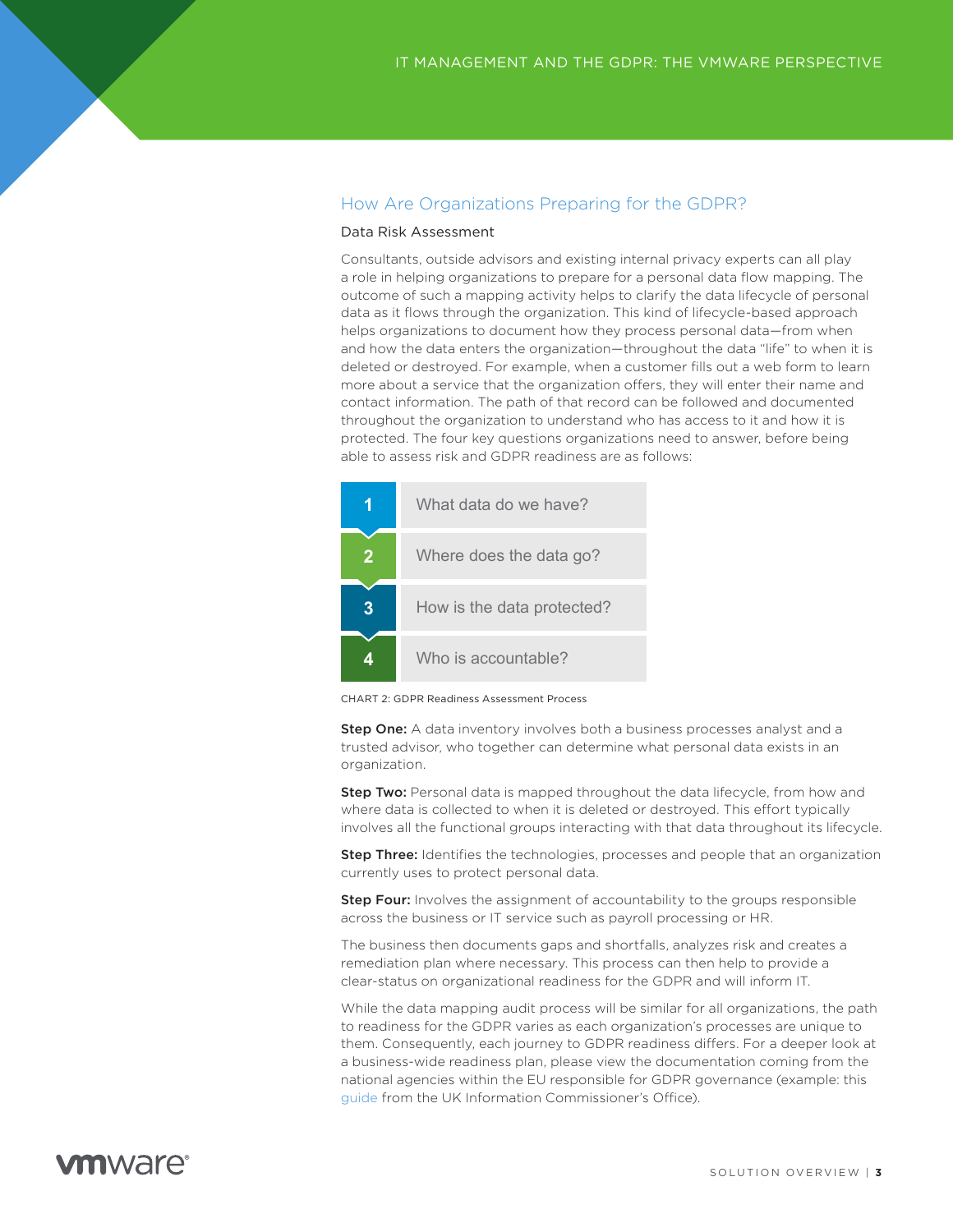## How Are Organizations Preparing for the GDPR?

### Data Risk Assessment

Consultants, outside advisors and existing internal privacy experts can all play a role in helping organizations to prepare for a personal data flow mapping. The outcome of such a mapping activity helps to clarify the data lifecycle of personal data as it flows through the organization. This kind of lifecycle-based approach helps organizations to document how they process personal data—from when and how the data enters the organization—throughout the data "life" to when it is deleted or destroyed. For example, when a customer fills out a web form to learn more about a service that the organization offers, they will enter their name and contact information. The path of that record can be followed and documented throughout the organization to understand who has access to it and how it is protected. The four key questions organizations need to answer, before being able to assess risk and GDPR readiness are as follows:

| | |
|---|---|
| 1 | What data do we have? |
| 2 | Where does the data go? |
| 3 | How is the data protected? |
| 4 | Who is accountable? |

CHART 2: GDPR Readiness Assessment Process

**Step One:** A data inventory involves both a business processes analyst and a trusted advisor, who together can determine what personal data exists in an organization.

**Step Two:** Personal data is mapped throughout the data lifecycle, from how and where data is collected to when it is deleted or destroyed. This effort typically involves all the functional groups interacting with that data throughout its lifecycle.

**Step Three:** Identifies the technologies, processes and people that an organization currently uses to protect personal data.

**Step Four:** Involves the assignment of accountability to the groups responsible across the business or IT service such as payroll processing or HR.

The business then documents gaps and shortfalls, analyzes risk and creates a remediation plan where necessary. This process can then help to provide a clear-status on organizational readiness for the GDPR and will inform IT.

While the data mapping audit process will be similar for all organizations, the path to readiness for the GDPR varies as each organization's processes are unique to them. Consequently, each journey to GDPR readiness differs. For a deeper look at a business-wide readiness plan, please view the documentation coming from the national agencies within the EU responsible for GDPR governance (example: this guide from the UK Information Commissioner's Office).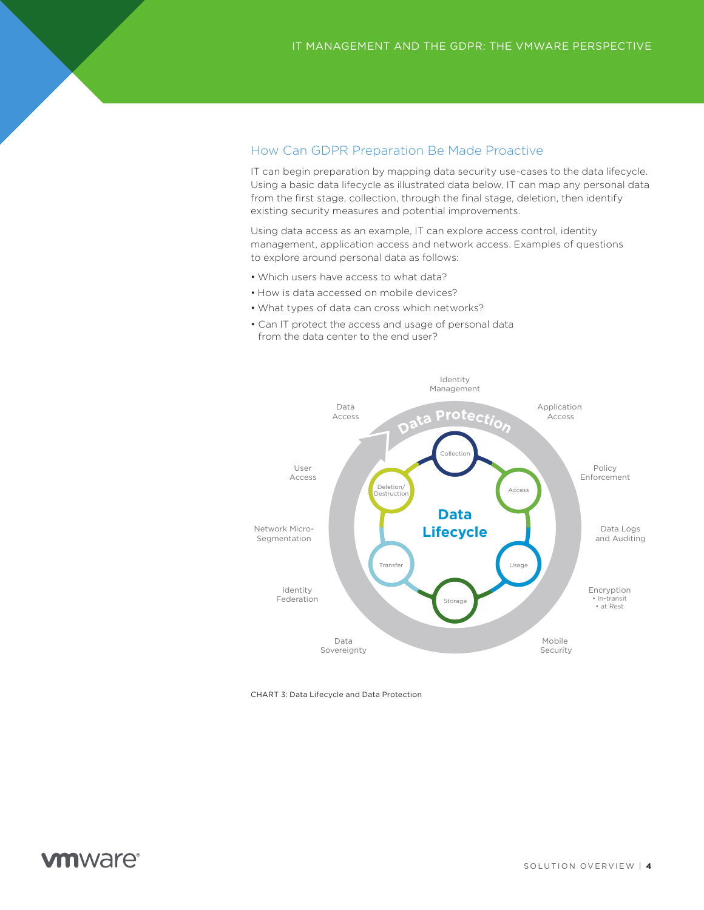## How Can GDPR Preparation Be Made Proactive

IT can begin preparation by mapping data security use-cases to the data lifecycle. Using a basic data lifecycle as illustrated data below, IT can map any personal data from the first stage, collection, through the final stage, deletion, then identify existing security measures and potential improvements.

Using data access as an example, IT can explore access control, identity management, application access and network access. Examples of questions to explore around personal data as follows:

- Which users have access to what data?
- How is data accessed on mobile devices?
- What types of data can cross which networks?
- Can IT protect the access and usage of personal data from the data center to the end user?

Data Protection

Data Lifecycle

- Collection
- Access
- Usage
- Storage
- Transfer
- Deletion/ Destruction

- Identity Management
- Application Access
- Policy Enforcement
- Data Logs and Auditing
- Encryption
  - In-transit
  - at Rest
- Mobile Security
- Data Sovereignty
- Identity Federation
- Network Micro-Segmentation
- User Access
- Data Access

CHART 3: Data Lifecycle and Data Protection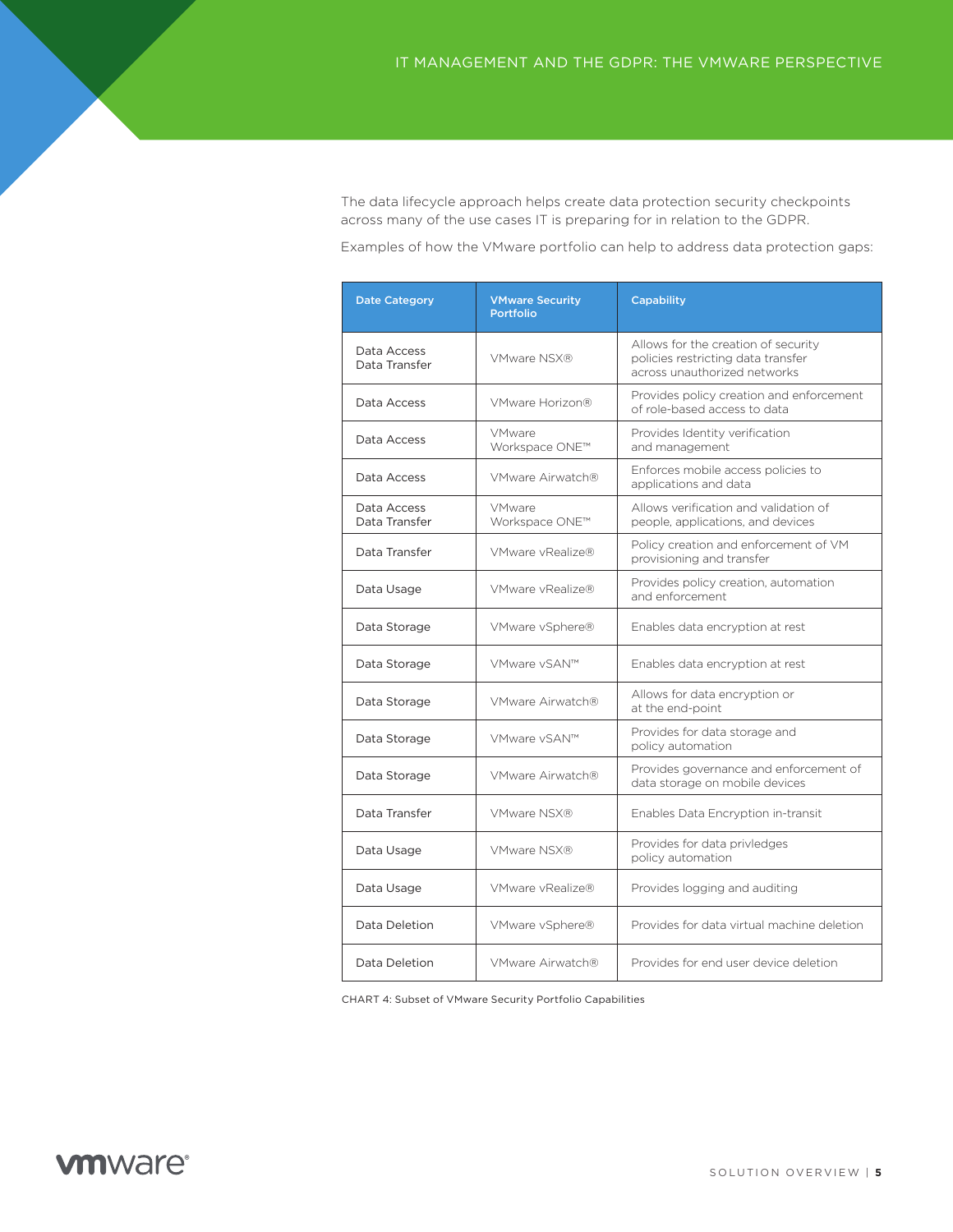The data lifecycle approach helps create data protection security checkpoints across many of the use cases IT is preparing for in relation to the GDPR.

Examples of how the VMware portfolio can help to address data protection gaps:

| Date Category | VMware Security Portfolio | Capability |
|---|---|---|
| Data Access<br>Data Transfer | VMware NSX® | Allows for the creation of security policies restricting data transfer across unauthorized networks |
| Data Access | VMware Horizon® | Provides policy creation and enforcement of role-based access to data |
| Data Access | VMware Workspace ONE™ | Provides Identity verification and management |
| Data Access | VMware Airwatch® | Enforces mobile access policies to applications and data |
| Data Access<br>Data Transfer | VMware Workspace ONE™ | Allows verification and validation of people, applications, and devices |
| Data Transfer | VMware vRealize® | Policy creation and enforcement of VM provisioning and transfer |
| Data Usage | VMware vRealize® | Provides policy creation, automation and enforcement |
| Data Storage | VMware vSphere® | Enables data encryption at rest |
| Data Storage | VMware vSAN™ | Enables data encryption at rest |
| Data Storage | VMware Airwatch® | Allows for data encryption or at the end-point |
| Data Storage | VMware vSAN™ | Provides for data storage and policy automation |
| Data Storage | VMware Airwatch® | Provides governance and enforcement of data storage on mobile devices |
| Data Transfer | VMware NSX® | Enables Data Encryption in-transit |
| Data Usage | VMware NSX® | Provides for data privledges policy automation |
| Data Usage | VMware vRealize® | Provides logging and auditing |
| Data Deletion | VMware vSphere® | Provides for data virtual machine deletion |
| Data Deletion | VMware Airwatch® | Provides for end user device deletion |

CHART 4: Subset of VMware Security Portfolio Capabilities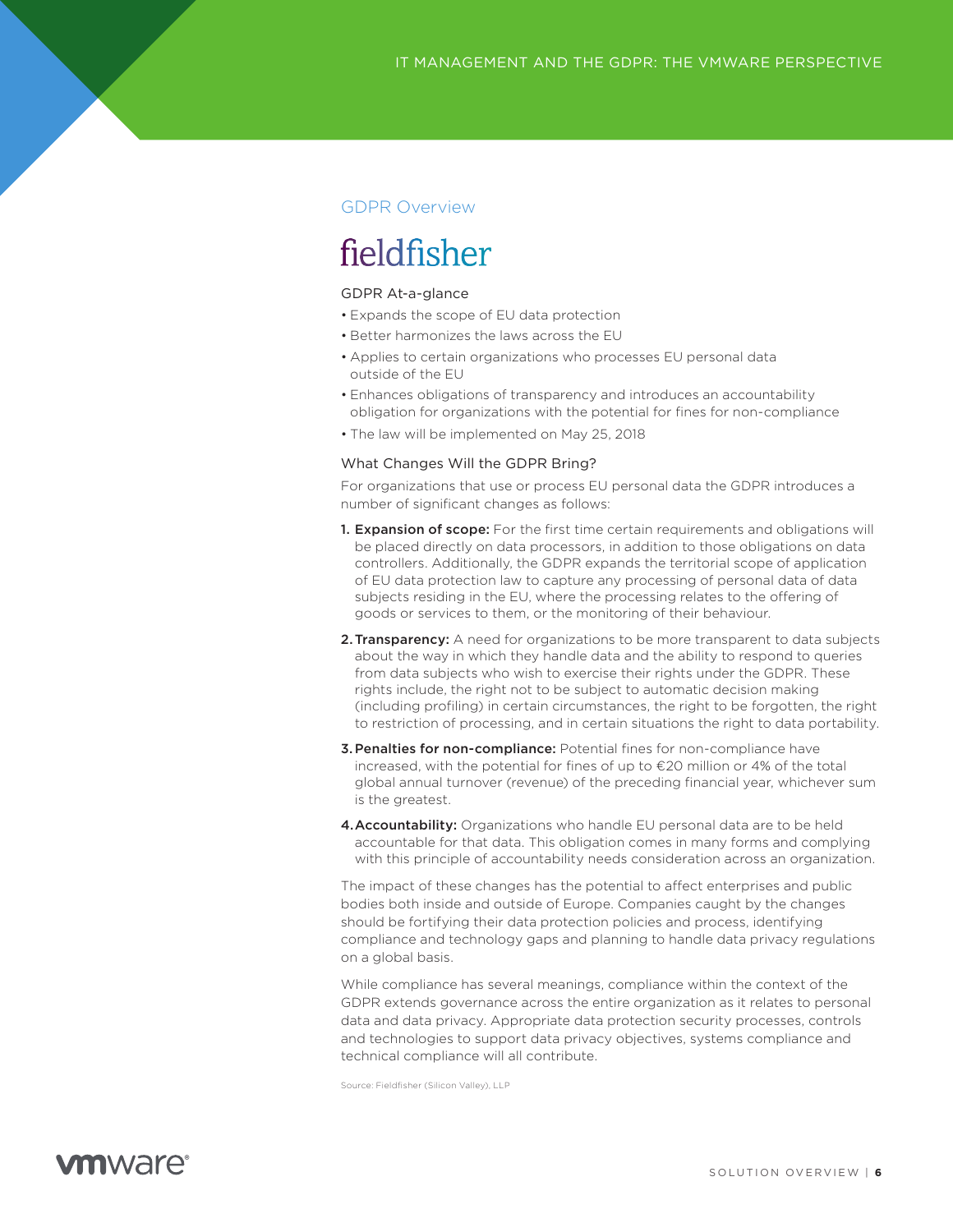## GDPR Overview

fieldfisher

### GDPR At-a-glance

- Expands the scope of EU data protection
- Better harmonizes the laws across the EU
- Applies to certain organizations who processes EU personal data outside of the EU
- Enhances obligations of transparency and introduces an accountability obligation for organizations with the potential for fines for non-compliance
- The law will be implemented on May 25, 2018

### What Changes Will the GDPR Bring?

For organizations that use or process EU personal data the GDPR introduces a number of significant changes as follows:

1. **Expansion of scope:** For the first time certain requirements and obligations will be placed directly on data processors, in addition to those obligations on data controllers. Additionally, the GDPR expands the territorial scope of application of EU data protection law to capture any processing of personal data of data subjects residing in the EU, where the processing relates to the offering of goods or services to them, or the monitoring of their behaviour.
2. **Transparency:** A need for organizations to be more transparent to data subjects about the way in which they handle data and the ability to respond to queries from data subjects who wish to exercise their rights under the GDPR. These rights include, the right not to be subject to automatic decision making (including profiling) in certain circumstances, the right to be forgotten, the right to restriction of processing, and in certain situations the right to data portability.
3. **Penalties for non-compliance:** Potential fines for non-compliance have increased, with the potential for fines of up to €20 million or 4% of the total global annual turnover (revenue) of the preceding financial year, whichever sum is the greatest.
4. **Accountability:** Organizations who handle EU personal data are to be held accountable for that data. This obligation comes in many forms and complying with this principle of accountability needs consideration across an organization.

The impact of these changes has the potential to affect enterprises and public bodies both inside and outside of Europe. Companies caught by the changes should be fortifying their data protection policies and process, identifying compliance and technology gaps and planning to handle data privacy regulations on a global basis.

While compliance has several meanings, compliance within the context of the GDPR extends governance across the entire organization as it relates to personal data and data privacy. Appropriate data protection security processes, controls and technologies to support data privacy objectives, systems compliance and technical compliance will all contribute.

Source: Fieldfisher (Silicon Valley), LLP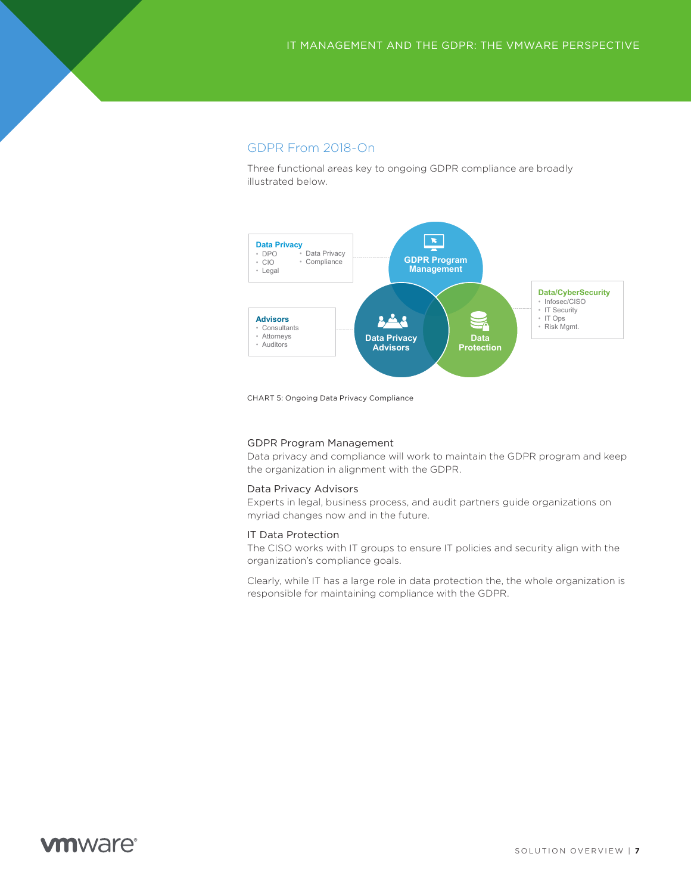## GDPR From 2018-On

Three functional areas key to ongoing GDPR compliance are broadly illustrated below.

**Data Privacy**
- DPO
- CIO
- Legal
- Data Privacy
- Compliance

**Advisors**
- Consultants
- Attorneys
- Auditors

**Data/CyberSecurity**
- Infosec/CISO
- IT Security
- IT Ops
- Risk Mgmt.

GDPR Program Management

Data Privacy Advisors

Data Protection

CHART 5: Ongoing Data Privacy Compliance

### GDPR Program Management

Data privacy and compliance will work to maintain the GDPR program and keep the organization in alignment with the GDPR.

### Data Privacy Advisors

Experts in legal, business process, and audit partners guide organizations on myriad changes now and in the future.

### IT Data Protection

The CISO works with IT groups to ensure IT policies and security align with the organization's compliance goals.

Clearly, while IT has a large role in data protection the, the whole organization is responsible for maintaining compliance with the GDPR.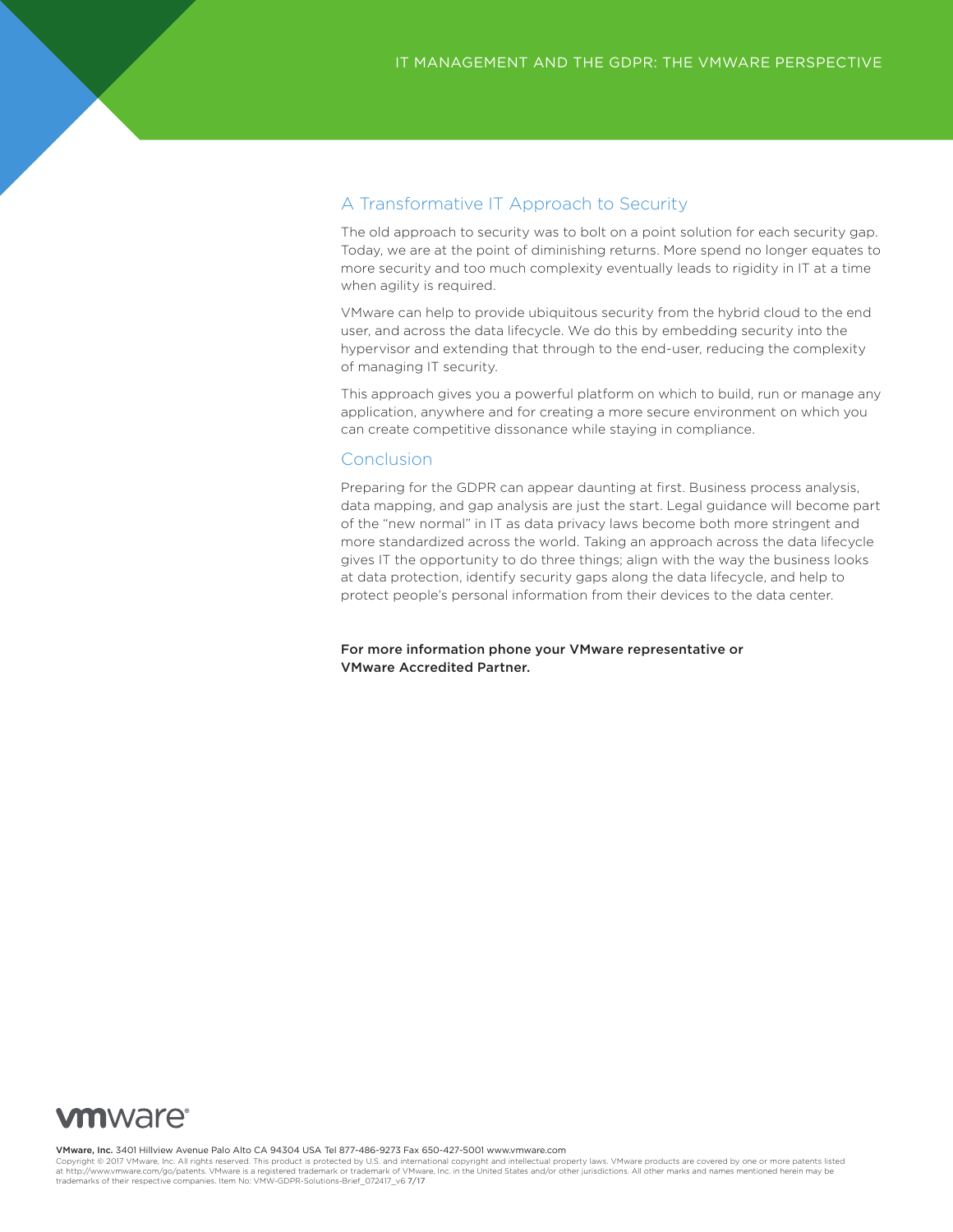## A Transformative IT Approach to Security

The old approach to security was to bolt on a point solution for each security gap. Today, we are at the point of diminishing returns. More spend no longer equates to more security and too much complexity eventually leads to rigidity in IT at a time when agility is required.

VMware can help to provide ubiquitous security from the hybrid cloud to the end user, and across the data lifecycle. We do this by embedding security into the hypervisor and extending that through to the end-user, reducing the complexity of managing IT security.

This approach gives you a powerful platform on which to build, run or manage any application, anywhere and for creating a more secure environment on which you can create competitive dissonance while staying in compliance.

## Conclusion

Preparing for the GDPR can appear daunting at first. Business process analysis, data mapping, and gap analysis are just the start. Legal guidance will become part of the "new normal" in IT as data privacy laws become both more stringent and more standardized across the world. Taking an approach across the data lifecycle gives IT the opportunity to do three things; align with the way the business looks at data protection, identify security gaps along the data lifecycle, and help to protect people's personal information from their devices to the data center.

**For more information phone your VMware representative or VMware Accredited Partner.**

**VMware, Inc.** 3401 Hillview Avenue Palo Alto CA 94304 USA Tel 877-486-9273 Fax 650-427-5001 www.vmware.com
Copyright © 2017 VMware, Inc. All rights reserved. This product is protected by U.S. and international copyright and intellectual property laws. VMware products are covered by one or more patents listed at http://www.vmware.com/go/patents. VMware is a registered trademark or trademark of VMware, Inc. in the United States and/or other jurisdictions. All other marks and names mentioned herein may be trademarks of their respective companies. Item No: VMW-GDPR-Solutions-Brief_072417_v6 7/17